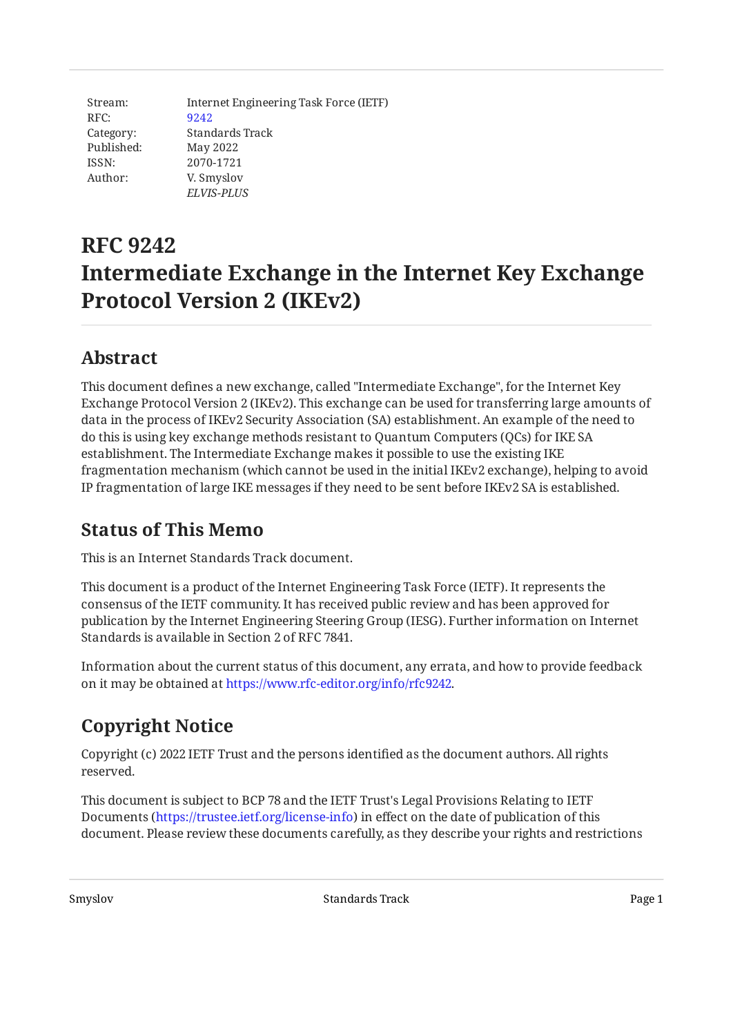| | |
|---|---|
| Stream: | Internet Engineering Task Force (IETF) |
| RFC: | 9242 |
| Category: | Standards Track |
| Published: | May 2022 |
| ISSN: | 2070-1721 |
| Author: | V. Smyslov |
| | *ELVIS-PLUS* |

# RFC 9242
# Intermediate Exchange in the Internet Key Exchange Protocol Version 2 (IKEv2)

## Abstract

This document defines a new exchange, called "Intermediate Exchange", for the Internet Key Exchange Protocol Version 2 (IKEv2). This exchange can be used for transferring large amounts of data in the process of IKEv2 Security Association (SA) establishment. An example of the need to do this is using key exchange methods resistant to Quantum Computers (QCs) for IKE SA establishment. The Intermediate Exchange makes it possible to use the existing IKE fragmentation mechanism (which cannot be used in the initial IKEv2 exchange), helping to avoid IP fragmentation of large IKE messages if they need to be sent before IKEv2 SA is established.

## Status of This Memo

This is an Internet Standards Track document.

This document is a product of the Internet Engineering Task Force (IETF). It represents the consensus of the IETF community. It has received public review and has been approved for publication by the Internet Engineering Steering Group (IESG). Further information on Internet Standards is available in Section 2 of RFC 7841.

Information about the current status of this document, any errata, and how to provide feedback on it may be obtained at https://www.rfc-editor.org/info/rfc9242.

## Copyright Notice

Copyright (c) 2022 IETF Trust and the persons identified as the document authors. All rights reserved.

This document is subject to BCP 78 and the IETF Trust's Legal Provisions Relating to IETF Documents (https://trustee.ietf.org/license-info) in effect on the date of publication of this document. Please review these documents carefully, as they describe your rights and restrictions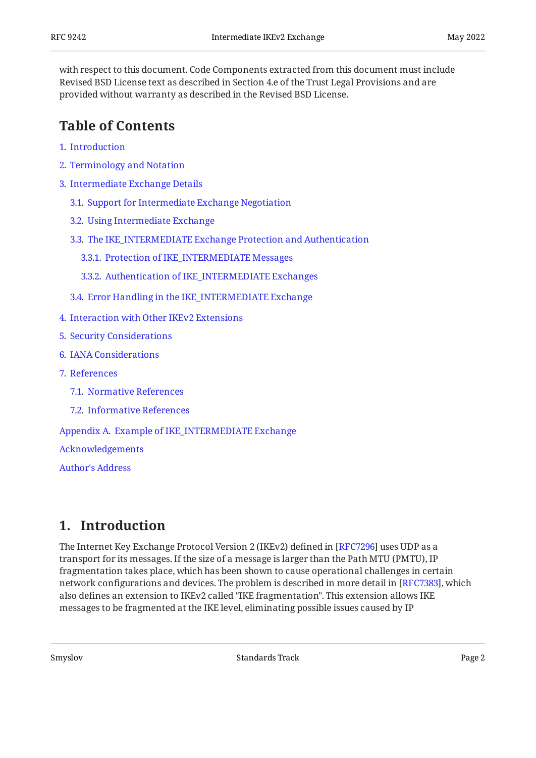with respect to this document. Code Components extracted from this document must include Revised BSD License text as described in Section 4.e of the Trust Legal Provisions and are provided without warranty as described in the Revised BSD License.

## Table of Contents

1. Introduction
2. Terminology and Notation
3. Intermediate Exchange Details
   - 3.1. Support for Intermediate Exchange Negotiation
   - 3.2. Using Intermediate Exchange
   - 3.3. The IKE_INTERMEDIATE Exchange Protection and Authentication
     - 3.3.1. Protection of IKE_INTERMEDIATE Messages
     - 3.3.2. Authentication of IKE_INTERMEDIATE Exchanges
   - 3.4. Error Handling in the IKE_INTERMEDIATE Exchange
4. Interaction with Other IKEv2 Extensions
5. Security Considerations
6. IANA Considerations
7. References
   - 7.1. Normative References
   - 7.2. Informative References

Appendix A. Example of IKE_INTERMEDIATE Exchange

Acknowledgements

Author's Address

## 1. Introduction

The Internet Key Exchange Protocol Version 2 (IKEv2) defined in [RFC7296] uses UDP as a transport for its messages. If the size of a message is larger than the Path MTU (PMTU), IP fragmentation takes place, which has been shown to cause operational challenges in certain network configurations and devices. The problem is described in more detail in [RFC7383], which also defines an extension to IKEv2 called "IKE fragmentation". This extension allows IKE messages to be fragmented at the IKE level, eliminating possible issues caused by IP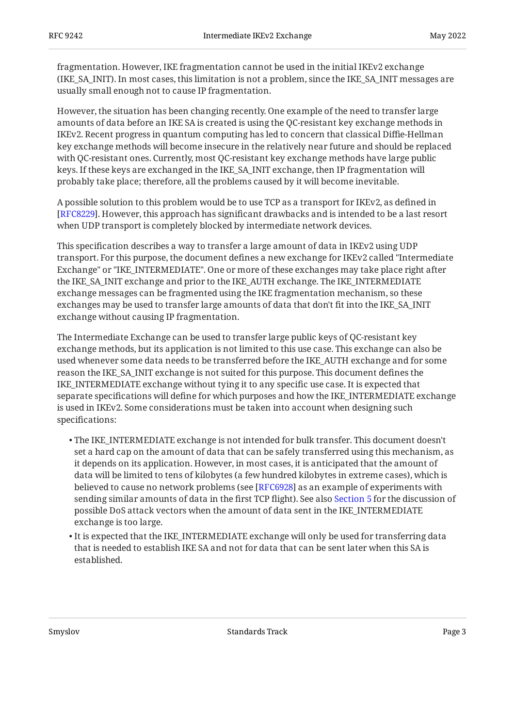fragmentation. However, IKE fragmentation cannot be used in the initial IKEv2 exchange (IKE_SA_INIT). In most cases, this limitation is not a problem, since the IKE_SA_INIT messages are usually small enough not to cause IP fragmentation.

However, the situation has been changing recently. One example of the need to transfer large amounts of data before an IKE SA is created is using the QC-resistant key exchange methods in IKEv2. Recent progress in quantum computing has led to concern that classical Diffie-Hellman key exchange methods will become insecure in the relatively near future and should be replaced with QC-resistant ones. Currently, most QC-resistant key exchange methods have large public keys. If these keys are exchanged in the IKE_SA_INIT exchange, then IP fragmentation will probably take place; therefore, all the problems caused by it will become inevitable.

A possible solution to this problem would be to use TCP as a transport for IKEv2, as defined in [RFC8229]. However, this approach has significant drawbacks and is intended to be a last resort when UDP transport is completely blocked by intermediate network devices.

This specification describes a way to transfer a large amount of data in IKEv2 using UDP transport. For this purpose, the document defines a new exchange for IKEv2 called "Intermediate Exchange" or "IKE_INTERMEDIATE". One or more of these exchanges may take place right after the IKE_SA_INIT exchange and prior to the IKE_AUTH exchange. The IKE_INTERMEDIATE exchange messages can be fragmented using the IKE fragmentation mechanism, so these exchanges may be used to transfer large amounts of data that don't fit into the IKE_SA_INIT exchange without causing IP fragmentation.

The Intermediate Exchange can be used to transfer large public keys of QC-resistant key exchange methods, but its application is not limited to this use case. This exchange can also be used whenever some data needs to be transferred before the IKE_AUTH exchange and for some reason the IKE_SA_INIT exchange is not suited for this purpose. This document defines the IKE_INTERMEDIATE exchange without tying it to any specific use case. It is expected that separate specifications will define for which purposes and how the IKE_INTERMEDIATE exchange is used in IKEv2. Some considerations must be taken into account when designing such specifications:

- The IKE_INTERMEDIATE exchange is not intended for bulk transfer. This document doesn't set a hard cap on the amount of data that can be safely transferred using this mechanism, as it depends on its application. However, in most cases, it is anticipated that the amount of data will be limited to tens of kilobytes (a few hundred kilobytes in extreme cases), which is believed to cause no network problems (see [RFC6928] as an example of experiments with sending similar amounts of data in the first TCP flight). See also Section 5 for the discussion of possible DoS attack vectors when the amount of data sent in the IKE_INTERMEDIATE exchange is too large.
- It is expected that the IKE_INTERMEDIATE exchange will only be used for transferring data that is needed to establish IKE SA and not for data that can be sent later when this SA is established.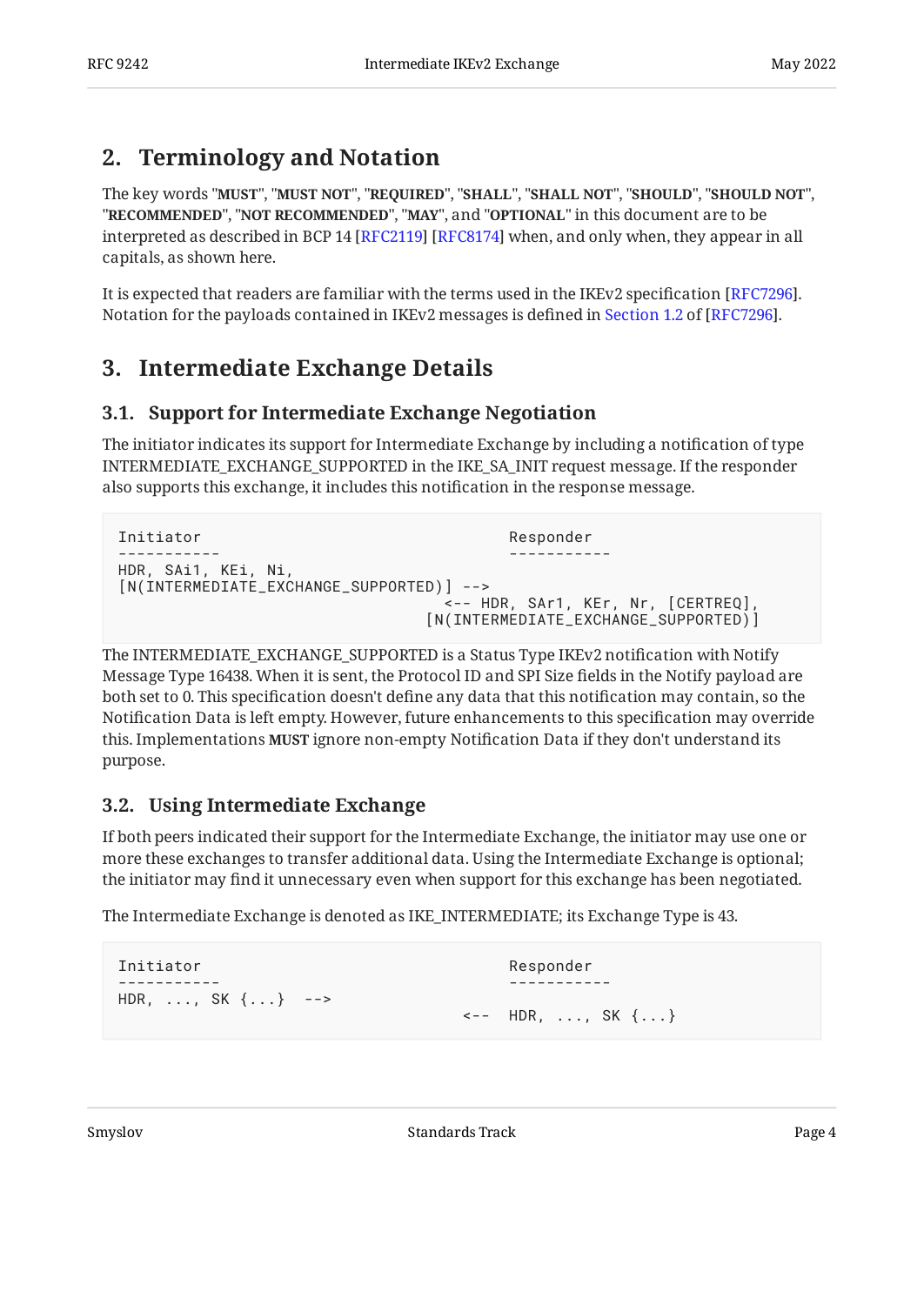## 2. Terminology and Notation

The key words "**MUST**", "**MUST NOT**", "**REQUIRED**", "**SHALL**", "**SHALL NOT**", "**SHOULD**", "**SHOULD NOT**", "**RECOMMENDED**", "**NOT RECOMMENDED**", "**MAY**", and "**OPTIONAL**" in this document are to be interpreted as described in BCP 14 [RFC2119] [RFC8174] when, and only when, they appear in all capitals, as shown here.

It is expected that readers are familiar with the terms used in the IKEv2 specification [RFC7296]. Notation for the payloads contained in IKEv2 messages is defined in Section 1.2 of [RFC7296].

## 3. Intermediate Exchange Details

### 3.1. Support for Intermediate Exchange Negotiation

The initiator indicates its support for Intermediate Exchange by including a notification of type INTERMEDIATE_EXCHANGE_SUPPORTED in the IKE_SA_INIT request message. If the responder also supports this exchange, it includes this notification in the response message.

```
Initiator                                         Responder
-----------                                       -----------
HDR, SAi1, KEi, Ni,
[N(INTERMEDIATE_EXCHANGE_SUPPORTED)] -->
                                      <-- HDR, SAr1, KEr, Nr, [CERTREQ],
                                    [N(INTERMEDIATE_EXCHANGE_SUPPORTED)]
```

The INTERMEDIATE_EXCHANGE_SUPPORTED is a Status Type IKEv2 notification with Notify Message Type 16438. When it is sent, the Protocol ID and SPI Size fields in the Notify payload are both set to 0. This specification doesn't define any data that this notification may contain, so the Notification Data is left empty. However, future enhancements to this specification may override this. Implementations **MUST** ignore non-empty Notification Data if they don't understand its purpose.

### 3.2. Using Intermediate Exchange

If both peers indicated their support for the Intermediate Exchange, the initiator may use one or more these exchanges to transfer additional data. Using the Intermediate Exchange is optional; the initiator may find it unnecessary even when support for this exchange has been negotiated.

The Intermediate Exchange is denoted as IKE_INTERMEDIATE; its Exchange Type is 43.

```
Initiator                                         Responder
-----------                                       -----------
HDR, ..., SK {...}  -->
                                        <--  HDR, ..., SK {...}
```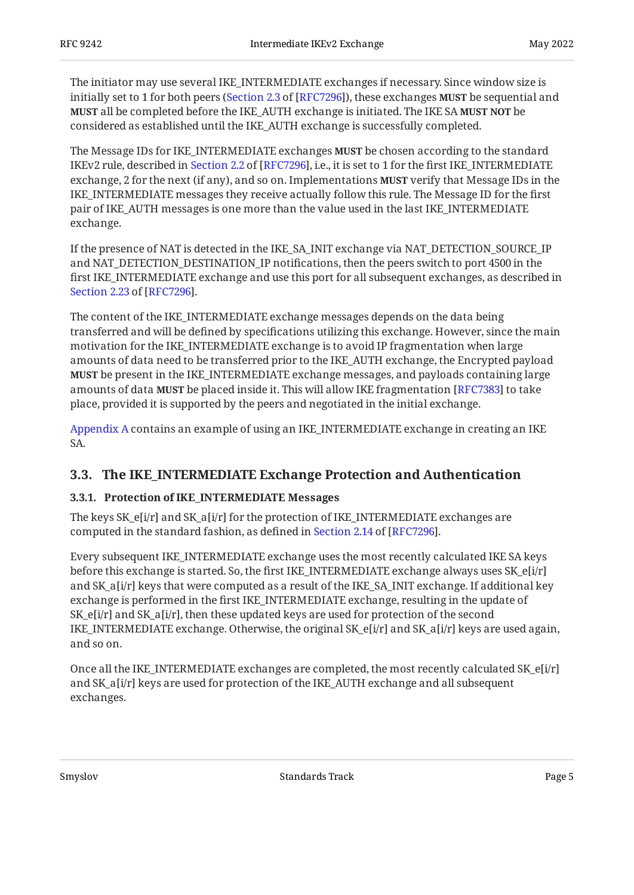The initiator may use several IKE_INTERMEDIATE exchanges if necessary. Since window size is initially set to 1 for both peers (Section 2.3 of [RFC7296]), these exchanges **MUST** be sequential and **MUST** all be completed before the IKE_AUTH exchange is initiated. The IKE SA **MUST NOT** be considered as established until the IKE_AUTH exchange is successfully completed.

The Message IDs for IKE_INTERMEDIATE exchanges **MUST** be chosen according to the standard IKEv2 rule, described in Section 2.2 of [RFC7296], i.e., it is set to 1 for the first IKE_INTERMEDIATE exchange, 2 for the next (if any), and so on. Implementations **MUST** verify that Message IDs in the IKE_INTERMEDIATE messages they receive actually follow this rule. The Message ID for the first pair of IKE_AUTH messages is one more than the value used in the last IKE_INTERMEDIATE exchange.

If the presence of NAT is detected in the IKE_SA_INIT exchange via NAT_DETECTION_SOURCE_IP and NAT_DETECTION_DESTINATION_IP notifications, then the peers switch to port 4500 in the first IKE_INTERMEDIATE exchange and use this port for all subsequent exchanges, as described in Section 2.23 of [RFC7296].

The content of the IKE_INTERMEDIATE exchange messages depends on the data being transferred and will be defined by specifications utilizing this exchange. However, since the main motivation for the IKE_INTERMEDIATE exchange is to avoid IP fragmentation when large amounts of data need to be transferred prior to the IKE_AUTH exchange, the Encrypted payload **MUST** be present in the IKE_INTERMEDIATE exchange messages, and payloads containing large amounts of data **MUST** be placed inside it. This will allow IKE fragmentation [RFC7383] to take place, provided it is supported by the peers and negotiated in the initial exchange.

Appendix A contains an example of using an IKE_INTERMEDIATE exchange in creating an IKE SA.

## 3.3. The IKE_INTERMEDIATE Exchange Protection and Authentication

### 3.3.1. Protection of IKE_INTERMEDIATE Messages

The keys SK_e[i/r] and SK_a[i/r] for the protection of IKE_INTERMEDIATE exchanges are computed in the standard fashion, as defined in Section 2.14 of [RFC7296].

Every subsequent IKE_INTERMEDIATE exchange uses the most recently calculated IKE SA keys before this exchange is started. So, the first IKE_INTERMEDIATE exchange always uses SK_e[i/r] and SK_a[i/r] keys that were computed as a result of the IKE_SA_INIT exchange. If additional key exchange is performed in the first IKE_INTERMEDIATE exchange, resulting in the update of SK_e[i/r] and SK_a[i/r], then these updated keys are used for protection of the second IKE_INTERMEDIATE exchange. Otherwise, the original SK_e[i/r] and SK_a[i/r] keys are used again, and so on.

Once all the IKE_INTERMEDIATE exchanges are completed, the most recently calculated SK_e[i/r] and SK_a[i/r] keys are used for protection of the IKE_AUTH exchange and all subsequent exchanges.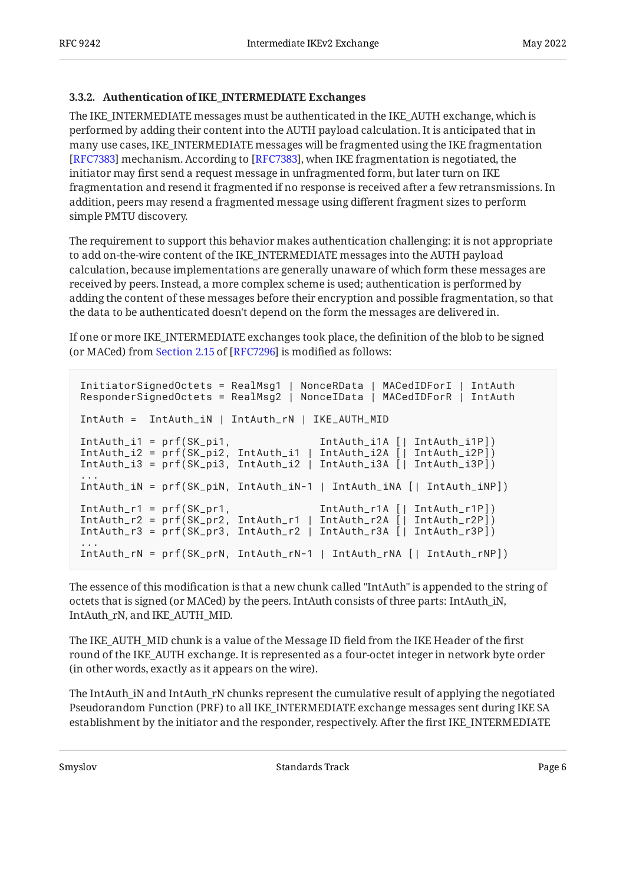### 3.3.2. Authentication of IKE_INTERMEDIATE Exchanges

The IKE_INTERMEDIATE messages must be authenticated in the IKE_AUTH exchange, which is performed by adding their content into the AUTH payload calculation. It is anticipated that in many use cases, IKE_INTERMEDIATE messages will be fragmented using the IKE fragmentation [RFC7383] mechanism. According to [RFC7383], when IKE fragmentation is negotiated, the initiator may first send a request message in unfragmented form, but later turn on IKE fragmentation and resend it fragmented if no response is received after a few retransmissions. In addition, peers may resend a fragmented message using different fragment sizes to perform simple PMTU discovery.

The requirement to support this behavior makes authentication challenging: it is not appropriate to add on-the-wire content of the IKE_INTERMEDIATE messages into the AUTH payload calculation, because implementations are generally unaware of which form these messages are received by peers. Instead, a more complex scheme is used; authentication is performed by adding the content of these messages before their encryption and possible fragmentation, so that the data to be authenticated doesn't depend on the form the messages are delivered in.

If one or more IKE_INTERMEDIATE exchanges took place, the definition of the blob to be signed (or MACed) from Section 2.15 of [RFC7296] is modified as follows:

```
InitiatorSignedOctets = RealMsg1 | NonceRData | MACedIDForI | IntAuth
ResponderSignedOctets = RealMsg2 | NonceIData | MACedIDForR | IntAuth

IntAuth =  IntAuth_iN | IntAuth_rN | IKE_AUTH_MID

IntAuth_i1 = prf(SK_pi1,              IntAuth_i1A [| IntAuth_i1P])
IntAuth_i2 = prf(SK_pi2, IntAuth_i1 | IntAuth_i2A [| IntAuth_i2P])
IntAuth_i3 = prf(SK_pi3, IntAuth_i2 | IntAuth_i3A [| IntAuth_i3P])
...
IntAuth_iN = prf(SK_piN, IntAuth_iN-1 | IntAuth_iNA [| IntAuth_iNP])

IntAuth_r1 = prf(SK_pr1,              IntAuth_r1A [| IntAuth_r1P])
IntAuth_r2 = prf(SK_pr2, IntAuth_r1 | IntAuth_r2A [| IntAuth_r2P])
IntAuth_r3 = prf(SK_pr3, IntAuth_r2 | IntAuth_r3A [| IntAuth_r3P])
...
IntAuth_rN = prf(SK_prN, IntAuth_rN-1 | IntAuth_rNA [| IntAuth_rNP])
```

The essence of this modification is that a new chunk called "IntAuth" is appended to the string of octets that is signed (or MACed) by the peers. IntAuth consists of three parts: IntAuth_iN, IntAuth_rN, and IKE_AUTH_MID.

The IKE_AUTH_MID chunk is a value of the Message ID field from the IKE Header of the first round of the IKE_AUTH exchange. It is represented as a four-octet integer in network byte order (in other words, exactly as it appears on the wire).

The IntAuth_iN and IntAuth_rN chunks represent the cumulative result of applying the negotiated Pseudorandom Function (PRF) to all IKE_INTERMEDIATE exchange messages sent during IKE SA establishment by the initiator and the responder, respectively. After the first IKE_INTERMEDIATE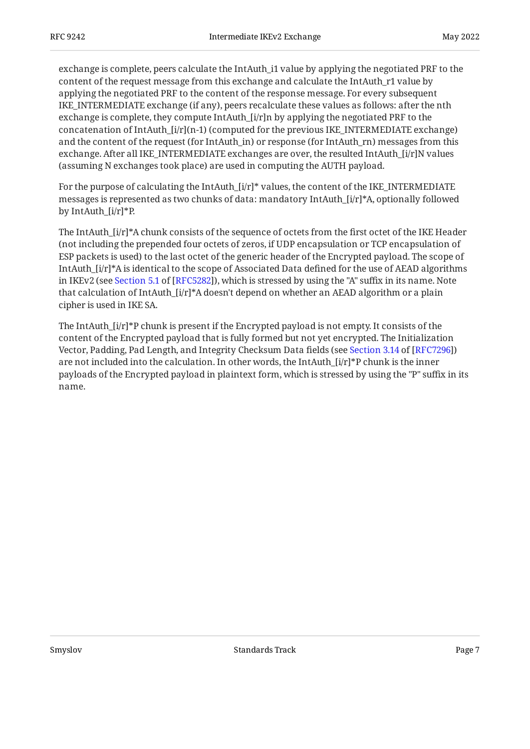exchange is complete, peers calculate the IntAuth_i1 value by applying the negotiated PRF to the content of the request message from this exchange and calculate the IntAuth_r1 value by applying the negotiated PRF to the content of the response message. For every subsequent IKE_INTERMEDIATE exchange (if any), peers recalculate these values as follows: after the nth exchange is complete, they compute IntAuth_[i/r]n by applying the negotiated PRF to the concatenation of IntAuth_[i/r](n-1) (computed for the previous IKE_INTERMEDIATE exchange) and the content of the request (for IntAuth_in) or response (for IntAuth_rn) messages from this exchange. After all IKE_INTERMEDIATE exchanges are over, the resulted IntAuth_[i/r]N values (assuming N exchanges took place) are used in computing the AUTH payload.

For the purpose of calculating the IntAuth_[i/r]* values, the content of the IKE_INTERMEDIATE messages is represented as two chunks of data: mandatory IntAuth_[i/r]*A, optionally followed by IntAuth_[i/r]*P.

The IntAuth_[i/r]*A chunk consists of the sequence of octets from the first octet of the IKE Header (not including the prepended four octets of zeros, if UDP encapsulation or TCP encapsulation of ESP packets is used) to the last octet of the generic header of the Encrypted payload. The scope of IntAuth_[i/r]*A is identical to the scope of Associated Data defined for the use of AEAD algorithms in IKEv2 (see Section 5.1 of [RFC5282]), which is stressed by using the "A" suffix in its name. Note that calculation of IntAuth_[i/r]*A doesn't depend on whether an AEAD algorithm or a plain cipher is used in IKE SA.

The IntAuth_[i/r]*P chunk is present if the Encrypted payload is not empty. It consists of the content of the Encrypted payload that is fully formed but not yet encrypted. The Initialization Vector, Padding, Pad Length, and Integrity Checksum Data fields (see Section 3.14 of [RFC7296]) are not included into the calculation. In other words, the IntAuth_[i/r]*P chunk is the inner payloads of the Encrypted payload in plaintext form, which is stressed by using the "P" suffix in its name.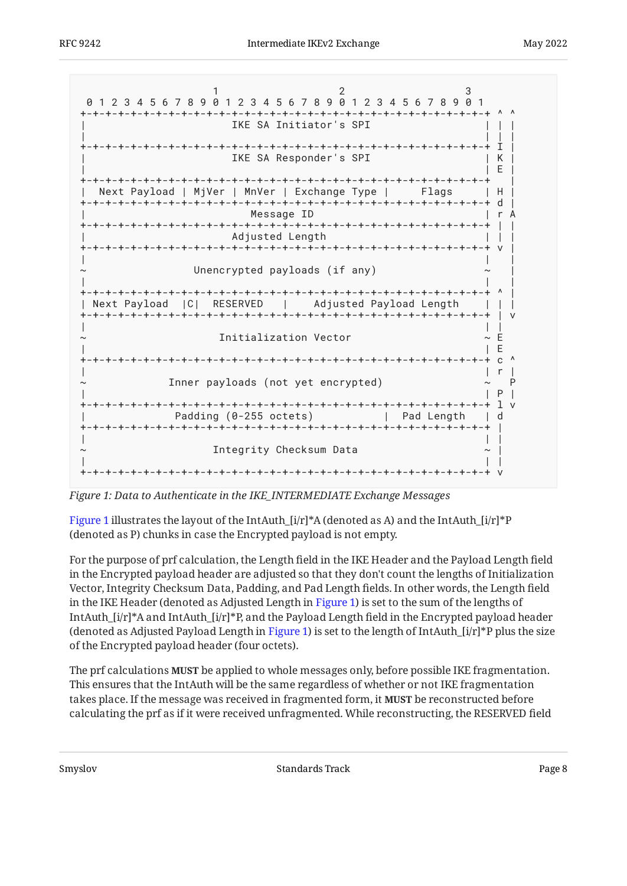```
                     1                   2                   3
 0 1 2 3 4 5 6 7 8 9 0 1 2 3 4 5 6 7 8 9 0 1 2 3 4 5 6 7 8 9 0 1
+-+-+-+-+-+-+-+-+-+-+-+-+-+-+-+-+-+-+-+-+-+-+-+-+-+-+-+-+-+-+-+-+ ^ ^
|                       IKE SA Initiator's SPI                  | | |
|                                                               | | |
+-+-+-+-+-+-+-+-+-+-+-+-+-+-+-+-+-+-+-+-+-+-+-+-+-+-+-+-+-+-+-+-+ I |
|                       IKE SA Responder's SPI                  | K |
|                                                               | E |
+-+-+-+-+-+-+-+-+-+-+-+-+-+-+-+-+-+-+-+-+-+-+-+-+-+-+-+-+-+-+-+-+   |
|  Next Payload | MjVer | MnVer | Exchange Type |     Flags     | H |
+-+-+-+-+-+-+-+-+-+-+-+-+-+-+-+-+-+-+-+-+-+-+-+-+-+-+-+-+-+-+-+-+ d |
|                          Message ID                           | r A
+-+-+-+-+-+-+-+-+-+-+-+-+-+-+-+-+-+-+-+-+-+-+-+-+-+-+-+-+-+-+-+-+ | |
|                       Adjusted Length                         | | |
+-+-+-+-+-+-+-+-+-+-+-+-+-+-+-+-+-+-+-+-+-+-+-+-+-+-+-+-+-+-+-+-+ v |
|                                                               |   |
~                 Unencrypted payloads (if any)                 ~   |
|                                                               |   |
+-+-+-+-+-+-+-+-+-+-+-+-+-+-+-+-+-+-+-+-+-+-+-+-+-+-+-+-+-+-+-+-+ ^ |
| Next Payload  |C|  RESERVED   |    Adjusted Payload Length    | | |
+-+-+-+-+-+-+-+-+-+-+-+-+-+-+-+-+-+-+-+-+-+-+-+-+-+-+-+-+-+-+-+-+ | v
|                                                               | |
~                     Initialization Vector                     ~ E
|                                                               | E
+-+-+-+-+-+-+-+-+-+-+-+-+-+-+-+-+-+-+-+-+-+-+-+-+-+-+-+-+-+-+-+-+ c ^
|                                                               | r |
~             Inner payloads (not yet encrypted)                ~   P
|                                                               | P |
+-+-+-+-+-+-+-+-+-+-+-+-+-+-+-+-+-+-+-+-+-+-+-+-+-+-+-+-+-+-+-+-+ l v
|              Padding (0-255 octets)           |  Pad Length   | d
+-+-+-+-+-+-+-+-+-+-+-+-+-+-+-+-+-+-+-+-+-+-+-+-+-+-+-+-+-+-+-+-+ |
|                                                               | |
~                    Integrity Checksum Data                    ~ |
|                                                               | |
+-+-+-+-+-+-+-+-+-+-+-+-+-+-+-+-+-+-+-+-+-+-+-+-+-+-+-+-+-+-+-+-+ v
```

*Figure 1: Data to Authenticate in the IKE_INTERMEDIATE Exchange Messages*

Figure 1 illustrates the layout of the IntAuth_[i/r]*A (denoted as A) and the IntAuth_[i/r]*P (denoted as P) chunks in case the Encrypted payload is not empty.

For the purpose of prf calculation, the Length field in the IKE Header and the Payload Length field in the Encrypted payload header are adjusted so that they don't count the lengths of Initialization Vector, Integrity Checksum Data, Padding, and Pad Length fields. In other words, the Length field in the IKE Header (denoted as Adjusted Length in Figure 1) is set to the sum of the lengths of IntAuth_[i/r]*A and IntAuth_[i/r]*P, and the Payload Length field in the Encrypted payload header (denoted as Adjusted Payload Length in Figure 1) is set to the length of IntAuth_[i/r]*P plus the size of the Encrypted payload header (four octets).

The prf calculations **MUST** be applied to whole messages only, before possible IKE fragmentation. This ensures that the IntAuth will be the same regardless of whether or not IKE fragmentation takes place. If the message was received in fragmented form, it **MUST** be reconstructed before calculating the prf as if it were received unfragmented. While reconstructing, the RESERVED field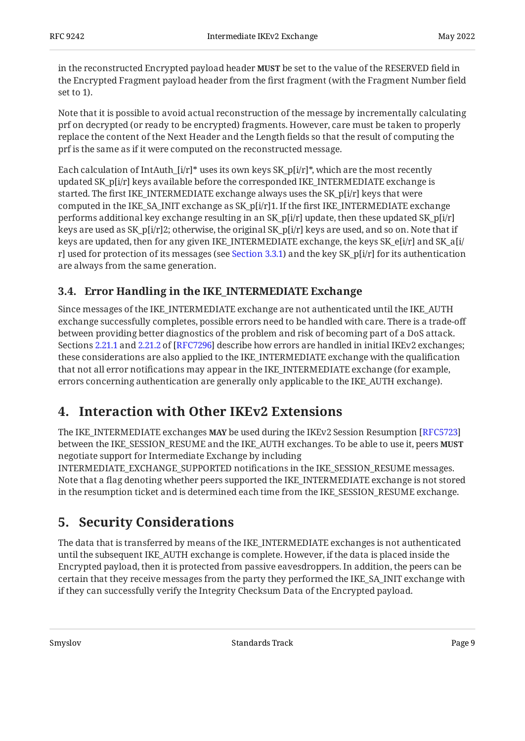in the reconstructed Encrypted payload header **MUST** be set to the value of the RESERVED field in the Encrypted Fragment payload header from the first fragment (with the Fragment Number field set to 1).

Note that it is possible to avoid actual reconstruction of the message by incrementally calculating prf on decrypted (or ready to be encrypted) fragments. However, care must be taken to properly replace the content of the Next Header and the Length fields so that the result of computing the prf is the same as if it were computed on the reconstructed message.

Each calculation of IntAuth_[i/r]* uses its own keys SK_p[i/r]*, which are the most recently updated SK_p[i/r] keys available before the corresponded IKE_INTERMEDIATE exchange is started. The first IKE_INTERMEDIATE exchange always uses the SK_p[i/r] keys that were computed in the IKE_SA_INIT exchange as SK_p[i/r]1. If the first IKE_INTERMEDIATE exchange performs additional key exchange resulting in an SK_p[i/r] update, then these updated SK_p[i/r] keys are used as SK_p[i/r]2; otherwise, the original SK_p[i/r] keys are used, and so on. Note that if keys are updated, then for any given IKE_INTERMEDIATE exchange, the keys SK_e[i/r] and SK_a[i/r] used for protection of its messages (see Section 3.3.1) and the key SK_p[i/r] for its authentication are always from the same generation.

### 3.4. Error Handling in the IKE_INTERMEDIATE Exchange

Since messages of the IKE_INTERMEDIATE exchange are not authenticated until the IKE_AUTH exchange successfully completes, possible errors need to be handled with care. There is a trade-off between providing better diagnostics of the problem and risk of becoming part of a DoS attack. Sections 2.21.1 and 2.21.2 of [RFC7296] describe how errors are handled in initial IKEv2 exchanges; these considerations are also applied to the IKE_INTERMEDIATE exchange with the qualification that not all error notifications may appear in the IKE_INTERMEDIATE exchange (for example, errors concerning authentication are generally only applicable to the IKE_AUTH exchange).

## 4. Interaction with Other IKEv2 Extensions

The IKE_INTERMEDIATE exchanges **MAY** be used during the IKEv2 Session Resumption [RFC5723] between the IKE_SESSION_RESUME and the IKE_AUTH exchanges. To be able to use it, peers **MUST** negotiate support for Intermediate Exchange by including INTERMEDIATE_EXCHANGE_SUPPORTED notifications in the IKE_SESSION_RESUME messages. Note that a flag denoting whether peers supported the IKE_INTERMEDIATE exchange is not stored in the resumption ticket and is determined each time from the IKE_SESSION_RESUME exchange.

## 5. Security Considerations

The data that is transferred by means of the IKE_INTERMEDIATE exchanges is not authenticated until the subsequent IKE_AUTH exchange is complete. However, if the data is placed inside the Encrypted payload, then it is protected from passive eavesdroppers. In addition, the peers can be certain that they receive messages from the party they performed the IKE_SA_INIT exchange with if they can successfully verify the Integrity Checksum Data of the Encrypted payload.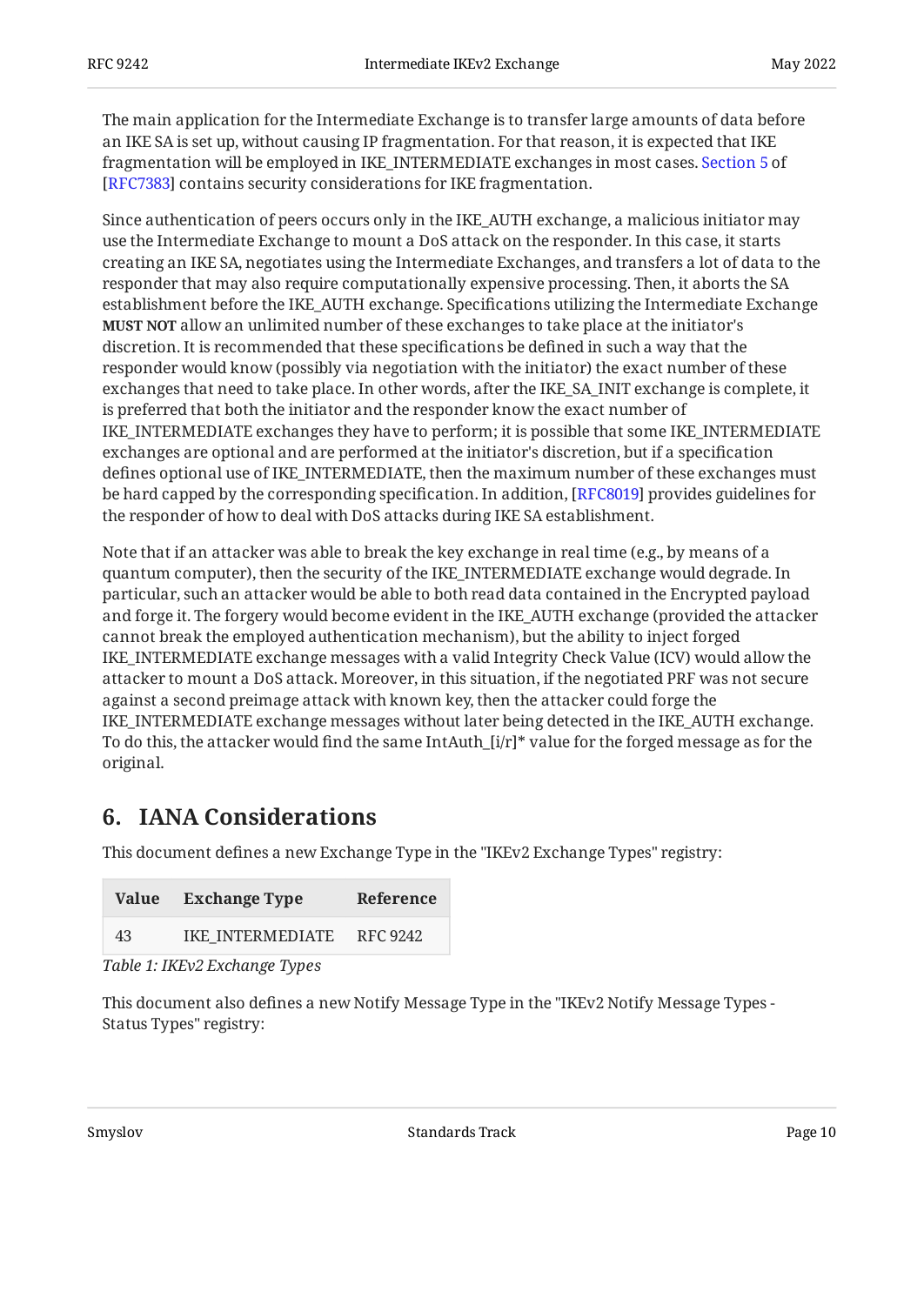The main application for the Intermediate Exchange is to transfer large amounts of data before an IKE SA is set up, without causing IP fragmentation. For that reason, it is expected that IKE fragmentation will be employed in IKE_INTERMEDIATE exchanges in most cases. Section 5 of [RFC7383] contains security considerations for IKE fragmentation.

Since authentication of peers occurs only in the IKE_AUTH exchange, a malicious initiator may use the Intermediate Exchange to mount a DoS attack on the responder. In this case, it starts creating an IKE SA, negotiates using the Intermediate Exchanges, and transfers a lot of data to the responder that may also require computationally expensive processing. Then, it aborts the SA establishment before the IKE_AUTH exchange. Specifications utilizing the Intermediate Exchange **MUST NOT** allow an unlimited number of these exchanges to take place at the initiator's discretion. It is recommended that these specifications be defined in such a way that the responder would know (possibly via negotiation with the initiator) the exact number of these exchanges that need to take place. In other words, after the IKE_SA_INIT exchange is complete, it is preferred that both the initiator and the responder know the exact number of IKE_INTERMEDIATE exchanges they have to perform; it is possible that some IKE_INTERMEDIATE exchanges are optional and are performed at the initiator's discretion, but if a specification defines optional use of IKE_INTERMEDIATE, then the maximum number of these exchanges must be hard capped by the corresponding specification. In addition, [RFC8019] provides guidelines for the responder of how to deal with DoS attacks during IKE SA establishment.

Note that if an attacker was able to break the key exchange in real time (e.g., by means of a quantum computer), then the security of the IKE_INTERMEDIATE exchange would degrade. In particular, such an attacker would be able to both read data contained in the Encrypted payload and forge it. The forgery would become evident in the IKE_AUTH exchange (provided the attacker cannot break the employed authentication mechanism), but the ability to inject forged IKE_INTERMEDIATE exchange messages with a valid Integrity Check Value (ICV) would allow the attacker to mount a DoS attack. Moreover, in this situation, if the negotiated PRF was not secure against a second preimage attack with known key, then the attacker could forge the IKE_INTERMEDIATE exchange messages without later being detected in the IKE_AUTH exchange. To do this, the attacker would find the same IntAuth_[i/r]* value for the forged message as for the original.

## 6. IANA Considerations

This document defines a new Exchange Type in the "IKEv2 Exchange Types" registry:

| Value | Exchange Type | Reference |
|---|---|---|
| 43 | IKE_INTERMEDIATE | RFC 9242 |

*Table 1: IKEv2 Exchange Types*

This document also defines a new Notify Message Type in the "IKEv2 Notify Message Types - Status Types" registry: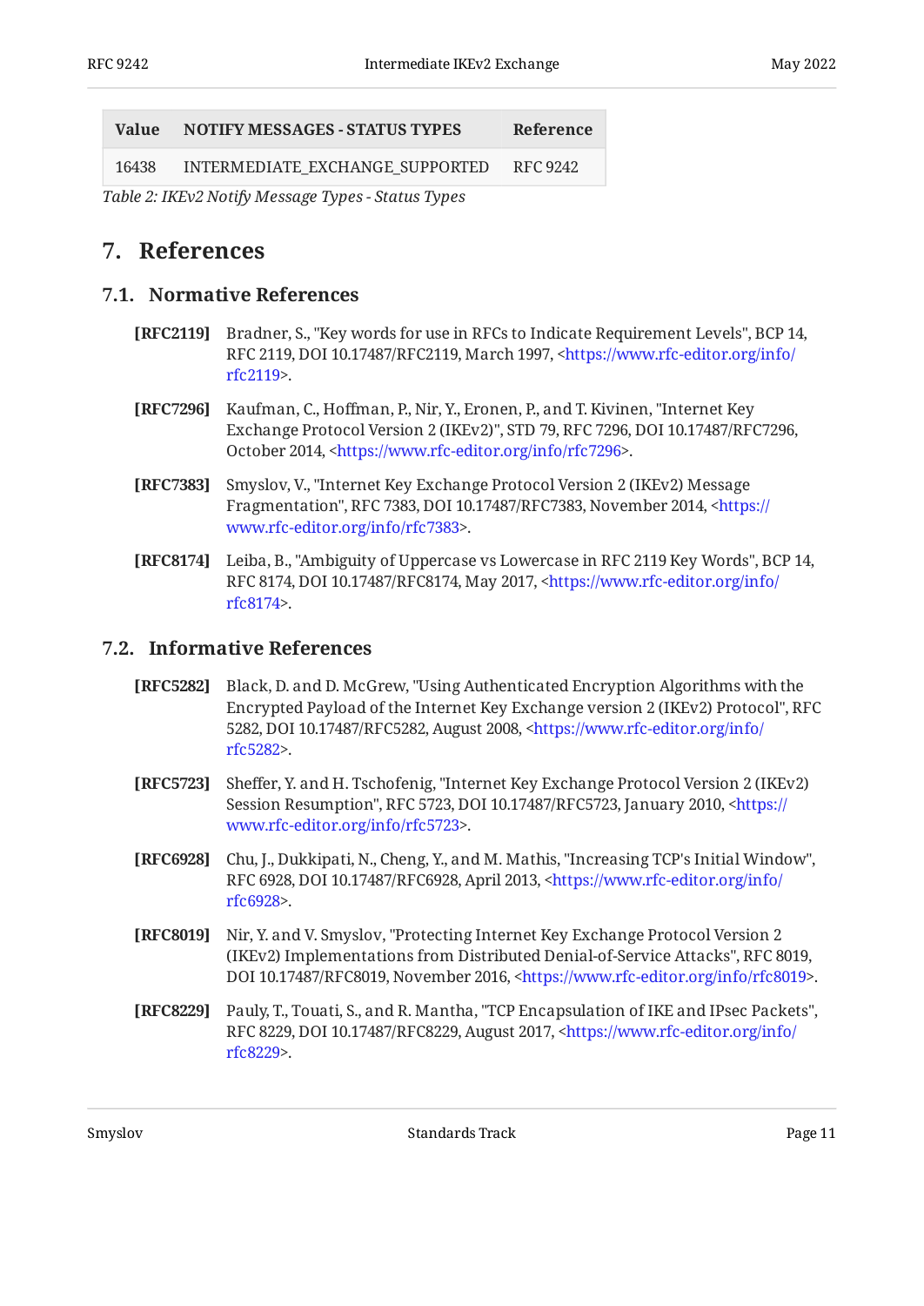| Value | NOTIFY MESSAGES - STATUS TYPES | Reference |
|---|---|---|
| 16438 | INTERMEDIATE_EXCHANGE_SUPPORTED | RFC 9242 |

*Table 2: IKEv2 Notify Message Types - Status Types*

# 7. References

## 7.1. Normative References

**[RFC2119]** Bradner, S., "Key words for use in RFCs to Indicate Requirement Levels", BCP 14, RFC 2119, DOI 10.17487/RFC2119, March 1997, <https://www.rfc-editor.org/info/rfc2119>.

**[RFC7296]** Kaufman, C., Hoffman, P., Nir, Y., Eronen, P., and T. Kivinen, "Internet Key Exchange Protocol Version 2 (IKEv2)", STD 79, RFC 7296, DOI 10.17487/RFC7296, October 2014, <https://www.rfc-editor.org/info/rfc7296>.

**[RFC7383]** Smyslov, V., "Internet Key Exchange Protocol Version 2 (IKEv2) Message Fragmentation", RFC 7383, DOI 10.17487/RFC7383, November 2014, <https://www.rfc-editor.org/info/rfc7383>.

**[RFC8174]** Leiba, B., "Ambiguity of Uppercase vs Lowercase in RFC 2119 Key Words", BCP 14, RFC 8174, DOI 10.17487/RFC8174, May 2017, <https://www.rfc-editor.org/info/rfc8174>.

## 7.2. Informative References

**[RFC5282]** Black, D. and D. McGrew, "Using Authenticated Encryption Algorithms with the Encrypted Payload of the Internet Key Exchange version 2 (IKEv2) Protocol", RFC 5282, DOI 10.17487/RFC5282, August 2008, <https://www.rfc-editor.org/info/rfc5282>.

**[RFC5723]** Sheffer, Y. and H. Tschofenig, "Internet Key Exchange Protocol Version 2 (IKEv2) Session Resumption", RFC 5723, DOI 10.17487/RFC5723, January 2010, <https://www.rfc-editor.org/info/rfc5723>.

**[RFC6928]** Chu, J., Dukkipati, N., Cheng, Y., and M. Mathis, "Increasing TCP's Initial Window", RFC 6928, DOI 10.17487/RFC6928, April 2013, <https://www.rfc-editor.org/info/rfc6928>.

**[RFC8019]** Nir, Y. and V. Smyslov, "Protecting Internet Key Exchange Protocol Version 2 (IKEv2) Implementations from Distributed Denial-of-Service Attacks", RFC 8019, DOI 10.17487/RFC8019, November 2016, <https://www.rfc-editor.org/info/rfc8019>.

**[RFC8229]** Pauly, T., Touati, S., and R. Mantha, "TCP Encapsulation of IKE and IPsec Packets", RFC 8229, DOI 10.17487/RFC8229, August 2017, <https://www.rfc-editor.org/info/rfc8229>.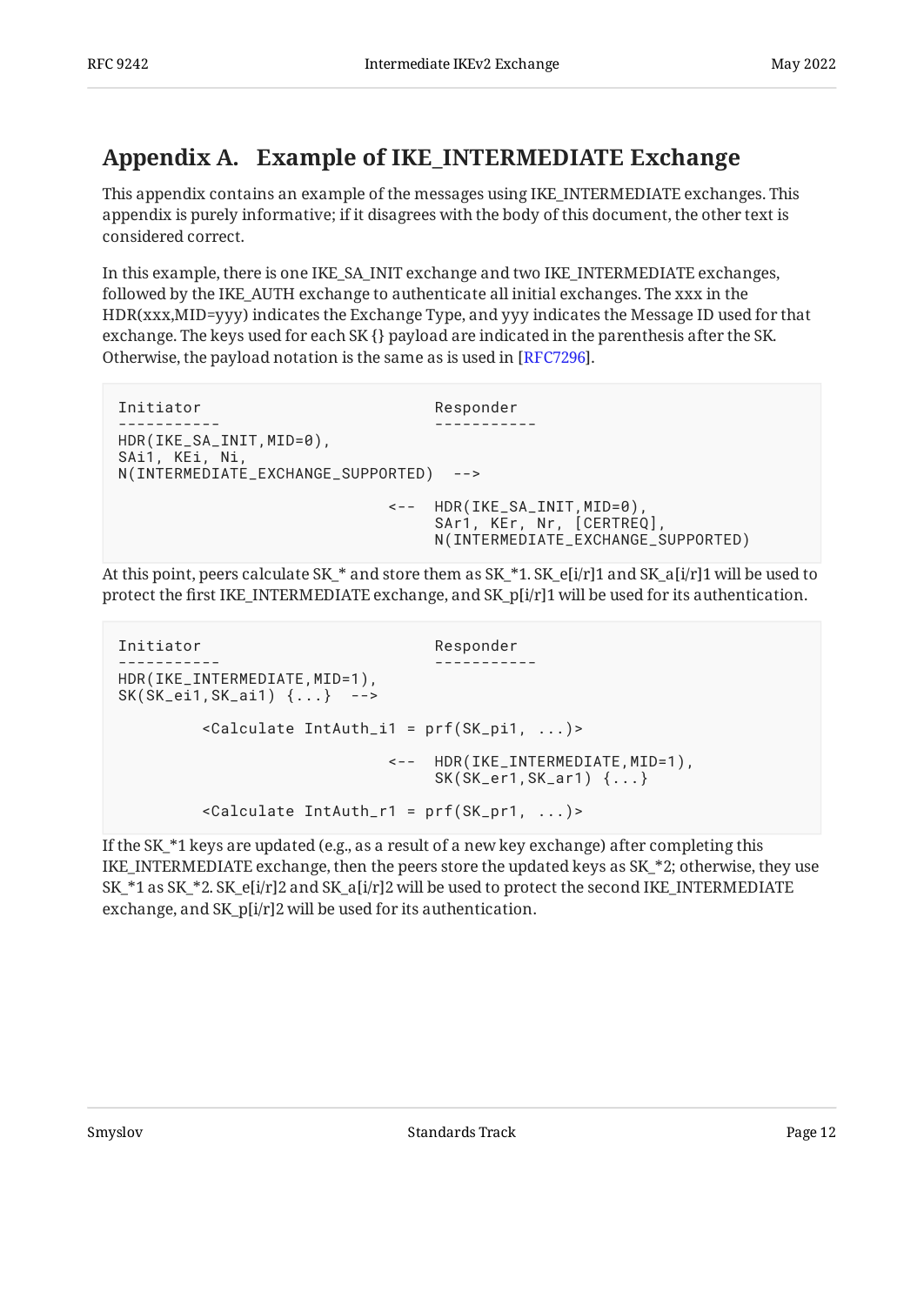## Appendix A. Example of IKE_INTERMEDIATE Exchange

This appendix contains an example of the messages using IKE_INTERMEDIATE exchanges. This appendix is purely informative; if it disagrees with the body of this document, the other text is considered correct.

In this example, there is one IKE_SA_INIT exchange and two IKE_INTERMEDIATE exchanges, followed by the IKE_AUTH exchange to authenticate all initial exchanges. The xxx in the HDR(xxx,MID=yyy) indicates the Exchange Type, and yyy indicates the Message ID used for that exchange. The keys used for each SK {} payload are indicated in the parenthesis after the SK. Otherwise, the payload notation is the same as is used in [RFC7296].

```
Initiator                         Responder
-----------                       -----------
HDR(IKE_SA_INIT,MID=0),
SAi1, KEi, Ni,
N(INTERMEDIATE_EXCHANGE_SUPPORTED)  -->

                             <--  HDR(IKE_SA_INIT,MID=0),
                                  SAr1, KEr, Nr, [CERTREQ],
                                  N(INTERMEDIATE_EXCHANGE_SUPPORTED)
```

At this point, peers calculate SK_* and store them as SK_*1. SK_e[i/r]1 and SK_a[i/r]1 will be used to protect the first IKE_INTERMEDIATE exchange, and SK_p[i/r]1 will be used for its authentication.

```
Initiator                         Responder
-----------                       -----------
HDR(IKE_INTERMEDIATE,MID=1),
SK(SK_ei1,SK_ai1) {...}  -->

         <Calculate IntAuth_i1 = prf(SK_pi1, ...)>

                             <--  HDR(IKE_INTERMEDIATE,MID=1),
                                  SK(SK_er1,SK_ar1) {...}

         <Calculate IntAuth_r1 = prf(SK_pr1, ...)>
```

If the SK_*1 keys are updated (e.g., as a result of a new key exchange) after completing this IKE_INTERMEDIATE exchange, then the peers store the updated keys as SK_*2; otherwise, they use SK_*1 as SK_*2. SK_e[i/r]2 and SK_a[i/r]2 will be used to protect the second IKE_INTERMEDIATE exchange, and SK_p[i/r]2 will be used for its authentication.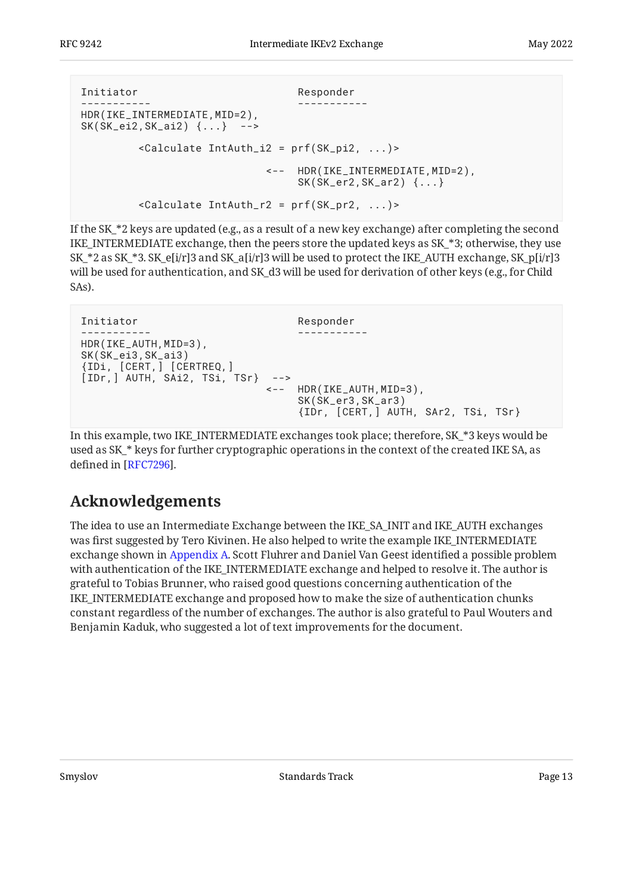```
Initiator                         Responder
-----------                       -----------
HDR(IKE_INTERMEDIATE,MID=2),
SK(SK_ei2,SK_ai2) {...}  -->

         <Calculate IntAuth_i2 = prf(SK_pi2, ...)>

                             <--  HDR(IKE_INTERMEDIATE,MID=2),
                                  SK(SK_er2,SK_ar2) {...}

         <Calculate IntAuth_r2 = prf(SK_pr2, ...)>
```

If the SK_*2 keys are updated (e.g., as a result of a new key exchange) after completing the second IKE_INTERMEDIATE exchange, then the peers store the updated keys as SK_*3; otherwise, they use SK_*2 as SK_*3. SK_e[i/r]3 and SK_a[i/r]3 will be used to protect the IKE_AUTH exchange, SK_p[i/r]3 will be used for authentication, and SK_d3 will be used for derivation of other keys (e.g., for Child SAs).

```
Initiator                         Responder
-----------                       -----------
HDR(IKE_AUTH,MID=3),
SK(SK_ei3,SK_ai3)
{IDi, [CERT,] [CERTREQ,]
[IDr,] AUTH, SAi2, TSi, TSr}  -->
                             <--  HDR(IKE_AUTH,MID=3),
                                  SK(SK_er3,SK_ar3)
                                  {IDr, [CERT,] AUTH, SAr2, TSi, TSr}
```

In this example, two IKE_INTERMEDIATE exchanges took place; therefore, SK_*3 keys would be used as SK_* keys for further cryptographic operations in the context of the created IKE SA, as defined in [RFC7296].

## Acknowledgements

The idea to use an Intermediate Exchange between the IKE_SA_INIT and IKE_AUTH exchanges was first suggested by Tero Kivinen. He also helped to write the example IKE_INTERMEDIATE exchange shown in Appendix A. Scott Fluhrer and Daniel Van Geest identified a possible problem with authentication of the IKE_INTERMEDIATE exchange and helped to resolve it. The author is grateful to Tobias Brunner, who raised good questions concerning authentication of the IKE_INTERMEDIATE exchange and proposed how to make the size of authentication chunks constant regardless of the number of exchanges. The author is also grateful to Paul Wouters and Benjamin Kaduk, who suggested a lot of text improvements for the document.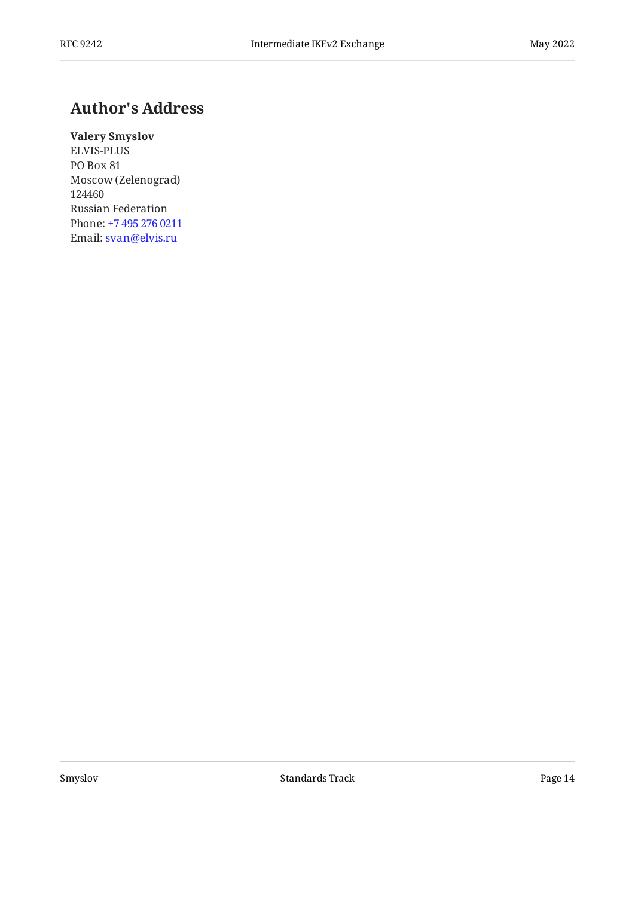# Author's Address

**Valery Smyslov**
ELVIS-PLUS
PO Box 81
Moscow (Zelenograd)
124460
Russian Federation
Phone: +7 495 276 0211
Email: svan@elvis.ru